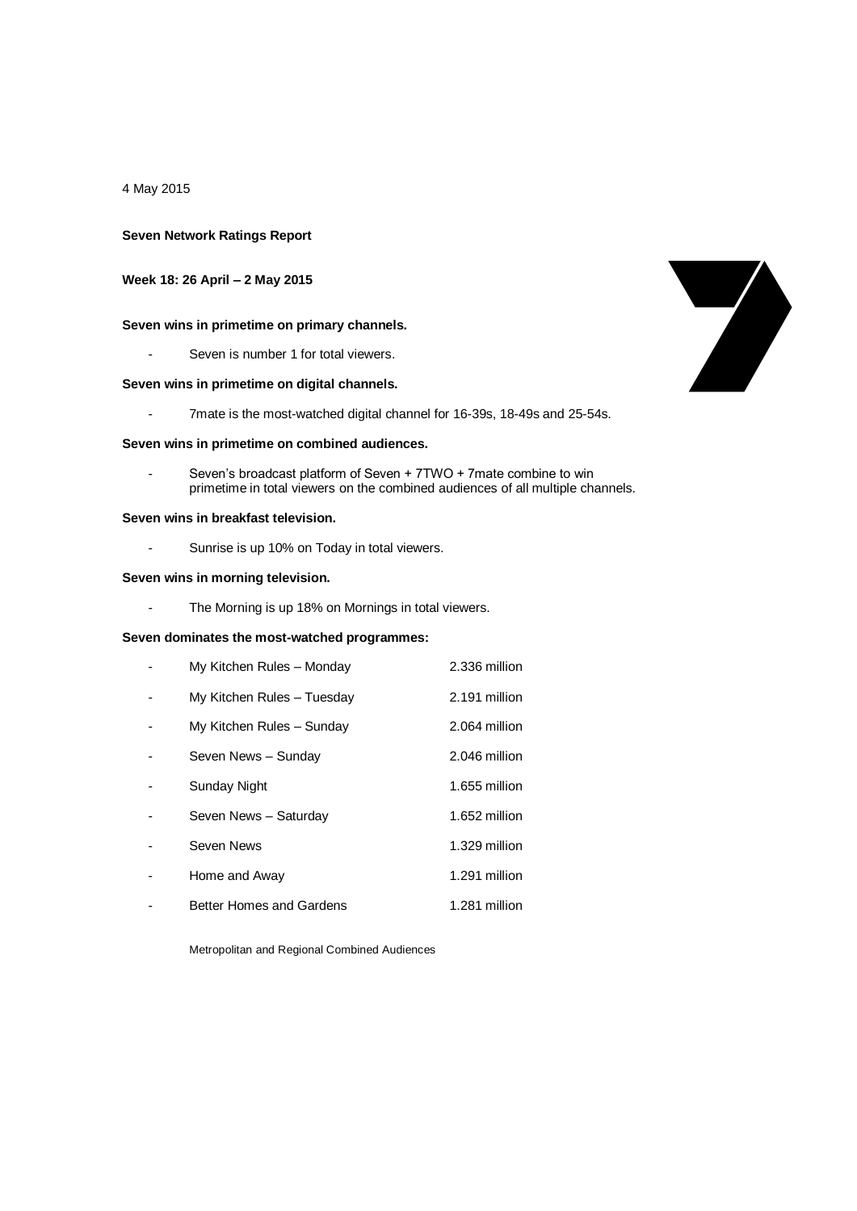4 May 2015

**Seven Network Ratings Report**

**Week 18: 26 April – 2 May 2015**

**Seven wins in primetime on primary channels.**

- Seven is number 1 for total viewers.

**Seven wins in primetime on digital channels.**

- 7mate is the most-watched digital channel for 16-39s, 18-49s and 25-54s.

**Seven wins in primetime on combined audiences.**

- Seven's broadcast platform of Seven + 7TWO + 7mate combine to win primetime in total viewers on the combined audiences of all multiple channels.

**Seven wins in breakfast television.**

- Sunrise is up 10% on Today in total viewers.

**Seven wins in morning television.**

- The Morning is up 18% on Mornings in total viewers.

**Seven dominates the most-watched programmes:**

| Programme | Viewers |
|---|---|
| My Kitchen Rules – Monday | 2.336 million |
| My Kitchen Rules – Tuesday | 2.191 million |
| My Kitchen Rules – Sunday | 2.064 million |
| Seven News – Sunday | 2.046 million |
| Sunday Night | 1.655 million |
| Seven News – Saturday | 1.652 million |
| Seven News | 1.329 million |
| Home and Away | 1.291 million |
| Better Homes and Gardens | 1.281 million |

Metropolitan and Regional Combined Audiences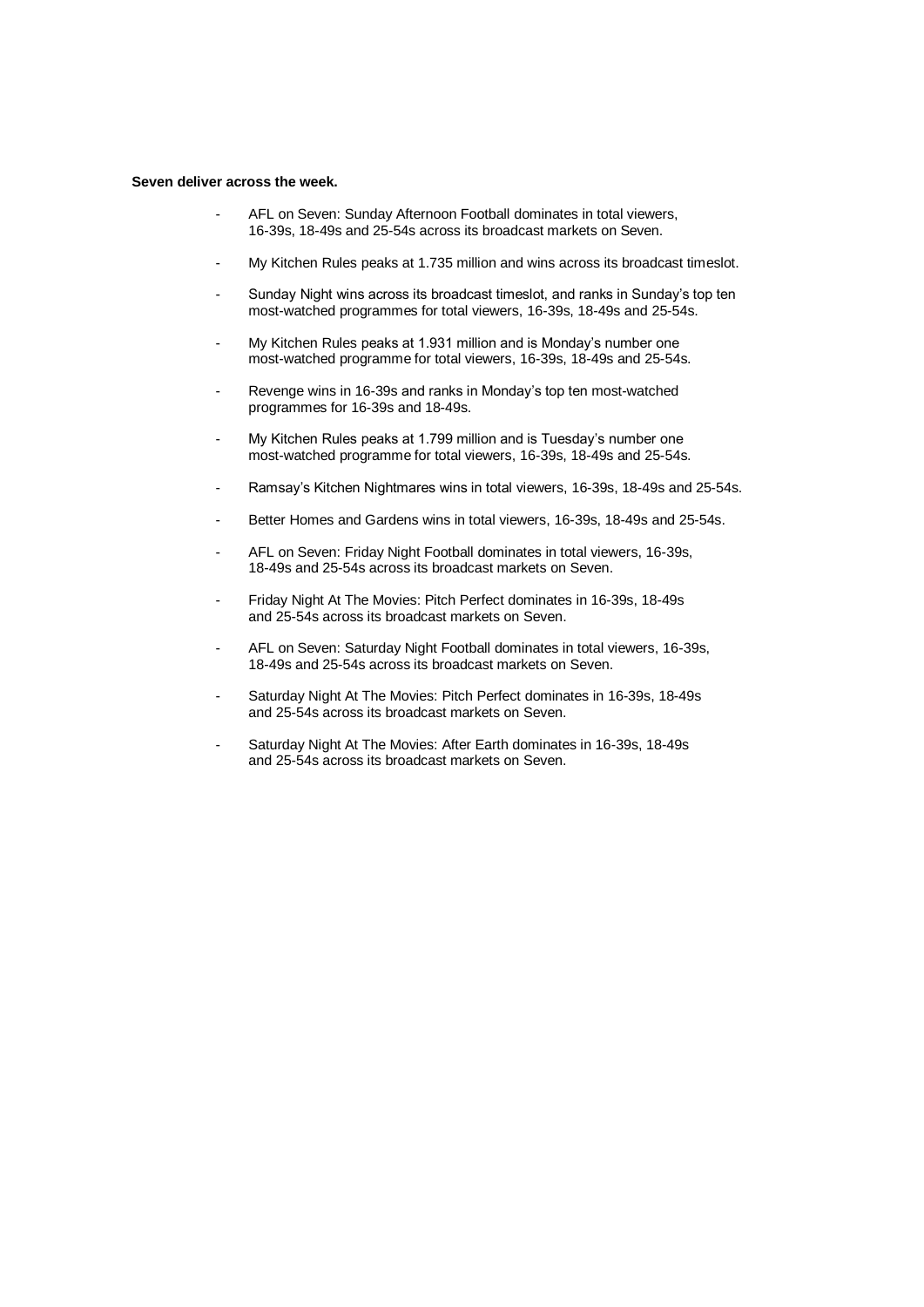**Seven deliver across the week.**

- AFL on Seven: Sunday Afternoon Football dominates in total viewers, 16-39s, 18-49s and 25-54s across its broadcast markets on Seven.

- My Kitchen Rules peaks at 1.735 million and wins across its broadcast timeslot.

- Sunday Night wins across its broadcast timeslot, and ranks in Sunday's top ten most-watched programmes for total viewers, 16-39s, 18-49s and 25-54s.

- My Kitchen Rules peaks at 1.931 million and is Monday's number one most-watched programme for total viewers, 16-39s, 18-49s and 25-54s.

- Revenge wins in 16-39s and ranks in Monday's top ten most-watched programmes for 16-39s and 18-49s.

- My Kitchen Rules peaks at 1.799 million and is Tuesday's number one most-watched programme for total viewers, 16-39s, 18-49s and 25-54s.

- Ramsay's Kitchen Nightmares wins in total viewers, 16-39s, 18-49s and 25-54s.

- Better Homes and Gardens wins in total viewers, 16-39s, 18-49s and 25-54s.

- AFL on Seven: Friday Night Football dominates in total viewers, 16-39s, 18-49s and 25-54s across its broadcast markets on Seven.

- Friday Night At The Movies: Pitch Perfect dominates in 16-39s, 18-49s and 25-54s across its broadcast markets on Seven.

- AFL on Seven: Saturday Night Football dominates in total viewers, 16-39s, 18-49s and 25-54s across its broadcast markets on Seven.

- Saturday Night At The Movies: Pitch Perfect dominates in 16-39s, 18-49s and 25-54s across its broadcast markets on Seven.

- Saturday Night At The Movies: After Earth dominates in 16-39s, 18-49s and 25-54s across its broadcast markets on Seven.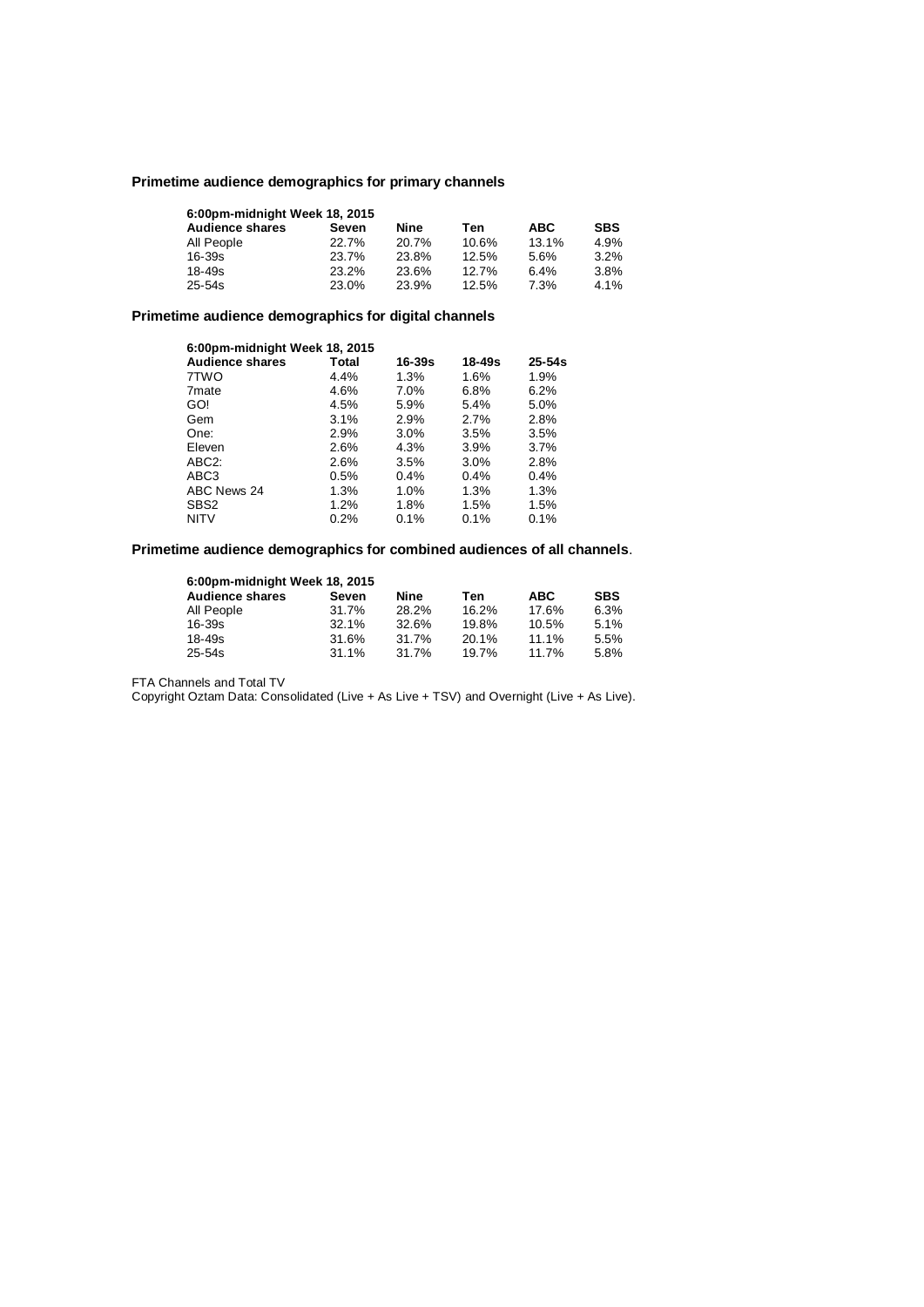**Primetime audience demographics for primary channels**

| 6:00pm-midnight Week 18, 2015 | | | | | |
|---|---|---|---|---|---|
| **Audience shares** | **Seven** | **Nine** | **Ten** | **ABC** | **SBS** |
| All People | 22.7% | 20.7% | 10.6% | 13.1% | 4.9% |
| 16-39s | 23.7% | 23.8% | 12.5% | 5.6% | 3.2% |
| 18-49s | 23.2% | 23.6% | 12.7% | 6.4% | 3.8% |
| 25-54s | 23.0% | 23.9% | 12.5% | 7.3% | 4.1% |

**Primetime audience demographics for digital channels**

| 6:00pm-midnight Week 18, 2015 | | | | |
|---|---|---|---|---|
| **Audience shares** | **Total** | **16-39s** | **18-49s** | **25-54s** |
| 7TWO | 4.4% | 1.3% | 1.6% | 1.9% |
| 7mate | 4.6% | 7.0% | 6.8% | 6.2% |
| GO! | 4.5% | 5.9% | 5.4% | 5.0% |
| Gem | 3.1% | 2.9% | 2.7% | 2.8% |
| One: | 2.9% | 3.0% | 3.5% | 3.5% |
| Eleven | 2.6% | 4.3% | 3.9% | 3.7% |
| ABC2: | 2.6% | 3.5% | 3.0% | 2.8% |
| ABC3 | 0.5% | 0.4% | 0.4% | 0.4% |
| ABC News 24 | 1.3% | 1.0% | 1.3% | 1.3% |
| SBS2 | 1.2% | 1.8% | 1.5% | 1.5% |
| NITV | 0.2% | 0.1% | 0.1% | 0.1% |

**Primetime audience demographics for combined audiences of all channels**.

| 6:00pm-midnight Week 18, 2015 | | | | | |
|---|---|---|---|---|---|
| **Audience shares** | **Seven** | **Nine** | **Ten** | **ABC** | **SBS** |
| All People | 31.7% | 28.2% | 16.2% | 17.6% | 6.3% |
| 16-39s | 32.1% | 32.6% | 19.8% | 10.5% | 5.1% |
| 18-49s | 31.6% | 31.7% | 20.1% | 11.1% | 5.5% |
| 25-54s | 31.1% | 31.7% | 19.7% | 11.7% | 5.8% |

FTA Channels and Total TV

Copyright Oztam Data: Consolidated (Live + As Live + TSV) and Overnight (Live + As Live).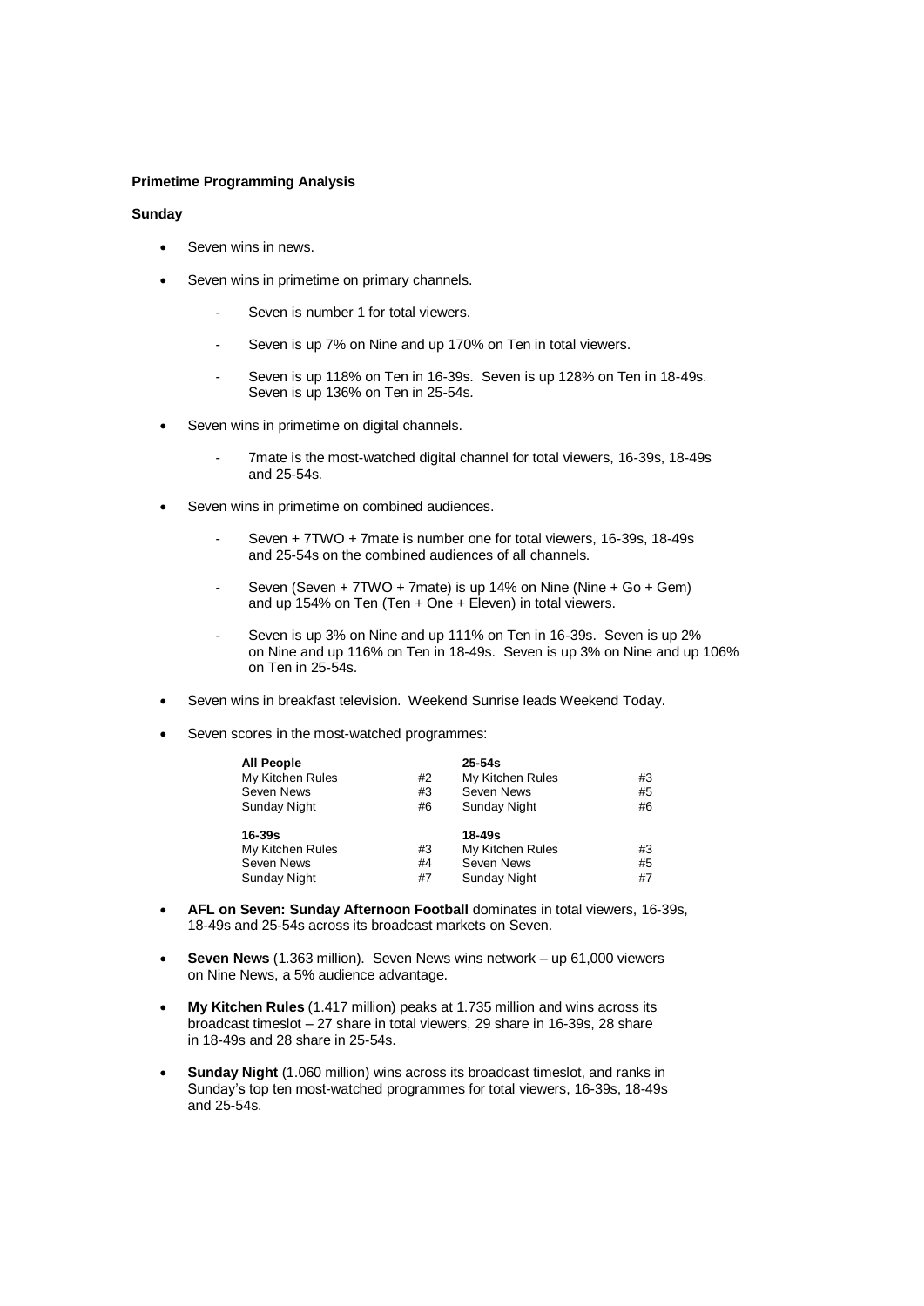**Primetime Programming Analysis**

**Sunday**

- Seven wins in news.
- Seven wins in primetime on primary channels.
  - Seven is number 1 for total viewers.
  - Seven is up 7% on Nine and up 170% on Ten in total viewers.
  - Seven is up 118% on Ten in 16-39s. Seven is up 128% on Ten in 18-49s. Seven is up 136% on Ten in 25-54s.
- Seven wins in primetime on digital channels.
  - 7mate is the most-watched digital channel for total viewers, 16-39s, 18-49s and 25-54s.
- Seven wins in primetime on combined audiences.
  - Seven + 7TWO + 7mate is number one for total viewers, 16-39s, 18-49s and 25-54s on the combined audiences of all channels.
  - Seven (Seven + 7TWO + 7mate) is up 14% on Nine (Nine + Go + Gem) and up 154% on Ten (Ten + One + Eleven) in total viewers.
  - Seven is up 3% on Nine and up 111% on Ten in 16-39s. Seven is up 2% on Nine and up 116% on Ten in 18-49s. Seven is up 3% on Nine and up 106% on Ten in 25-54s.
- Seven wins in breakfast television. Weekend Sunrise leads Weekend Today.
- Seven scores in the most-watched programmes:

| **All People** | | **25-54s** | |
|---|---|---|---|
| My Kitchen Rules | #2 | My Kitchen Rules | #3 |
| Seven News | #3 | Seven News | #5 |
| Sunday Night | #6 | Sunday Night | #6 |
| **16-39s** | | **18-49s** | |
| My Kitchen Rules | #3 | My Kitchen Rules | #3 |
| Seven News | #4 | Seven News | #5 |
| Sunday Night | #7 | Sunday Night | #7 |

- **AFL on Seven: Sunday Afternoon Football** dominates in total viewers, 16-39s, 18-49s and 25-54s across its broadcast markets on Seven.
- **Seven News** (1.363 million). Seven News wins network – up 61,000 viewers on Nine News, a 5% audience advantage.
- **My Kitchen Rules** (1.417 million) peaks at 1.735 million and wins across its broadcast timeslot – 27 share in total viewers, 29 share in 16-39s, 28 share in 18-49s and 28 share in 25-54s.
- **Sunday Night** (1.060 million) wins across its broadcast timeslot, and ranks in Sunday's top ten most-watched programmes for total viewers, 16-39s, 18-49s and 25-54s.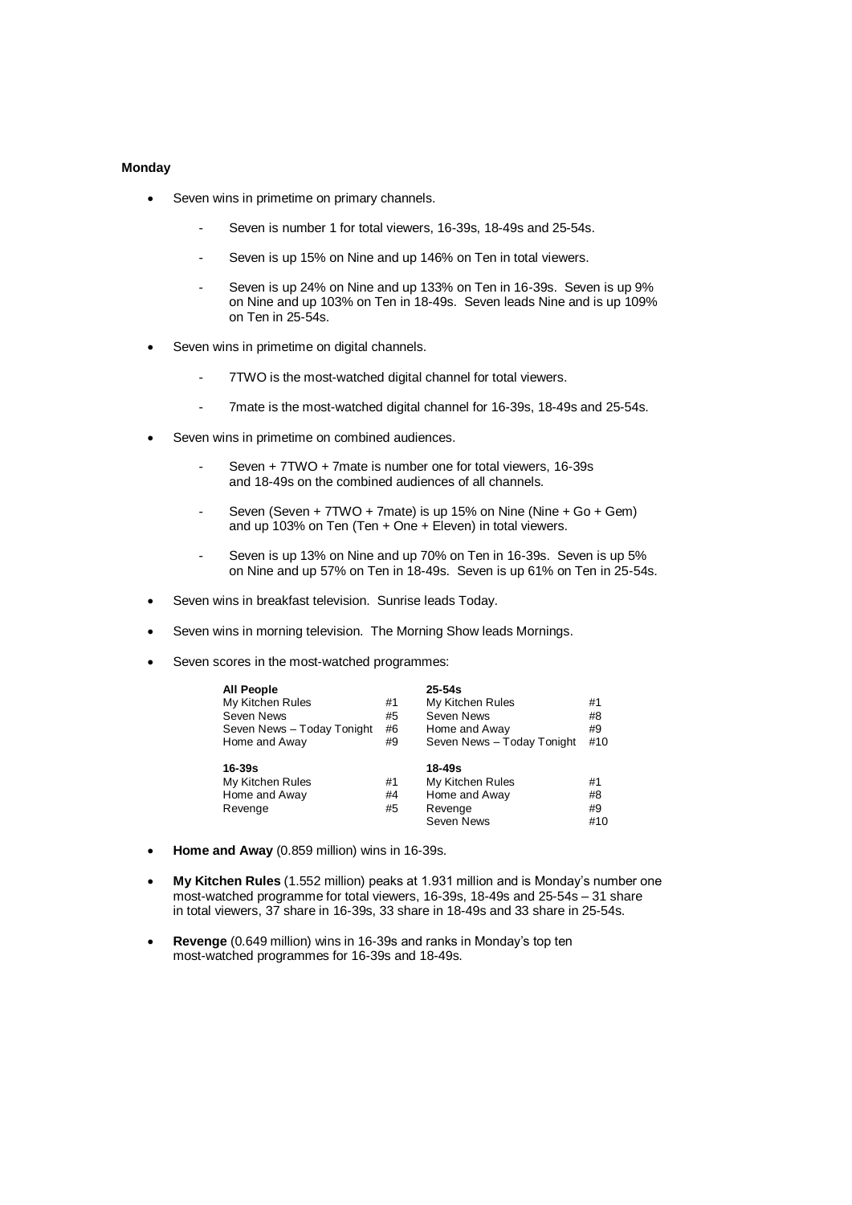**Monday**

- Seven wins in primetime on primary channels.
    - Seven is number 1 for total viewers, 16-39s, 18-49s and 25-54s.
    - Seven is up 15% on Nine and up 146% on Ten in total viewers.
    - Seven is up 24% on Nine and up 133% on Ten in 16-39s. Seven is up 9% on Nine and up 103% on Ten in 18-49s. Seven leads Nine and is up 109% on Ten in 25-54s.
- Seven wins in primetime on digital channels.
    - 7TWO is the most-watched digital channel for total viewers.
    - 7mate is the most-watched digital channel for 16-39s, 18-49s and 25-54s.
- Seven wins in primetime on combined audiences.
    - Seven + 7TWO + 7mate is number one for total viewers, 16-39s and 18-49s on the combined audiences of all channels.
    - Seven (Seven + 7TWO + 7mate) is up 15% on Nine (Nine + Go + Gem) and up 103% on Ten (Ten + One + Eleven) in total viewers.
    - Seven is up 13% on Nine and up 70% on Ten in 16-39s. Seven is up 5% on Nine and up 57% on Ten in 18-49s. Seven is up 61% on Ten in 25-54s.
- Seven wins in breakfast television. Sunrise leads Today.
- Seven wins in morning television. The Morning Show leads Mornings.
- Seven scores in the most-watched programmes:

| **All People** | | **25-54s** | |
|---|---|---|---|
| My Kitchen Rules | #1 | My Kitchen Rules | #1 |
| Seven News | #5 | Seven News | #8 |
| Seven News – Today Tonight | #6 | Home and Away | #9 |
| Home and Away | #9 | Seven News – Today Tonight | #10 |
| **16-39s** | | **18-49s** | |
| My Kitchen Rules | #1 | My Kitchen Rules | #1 |
| Home and Away | #4 | Home and Away | #8 |
| Revenge | #5 | Revenge | #9 |
| | | Seven News | #10 |

- **Home and Away** (0.859 million) wins in 16-39s.
- **My Kitchen Rules** (1.552 million) peaks at 1.931 million and is Monday's number one most-watched programme for total viewers, 16-39s, 18-49s and 25-54s – 31 share in total viewers, 37 share in 16-39s, 33 share in 18-49s and 33 share in 25-54s.
- **Revenge** (0.649 million) wins in 16-39s and ranks in Monday's top ten most-watched programmes for 16-39s and 18-49s.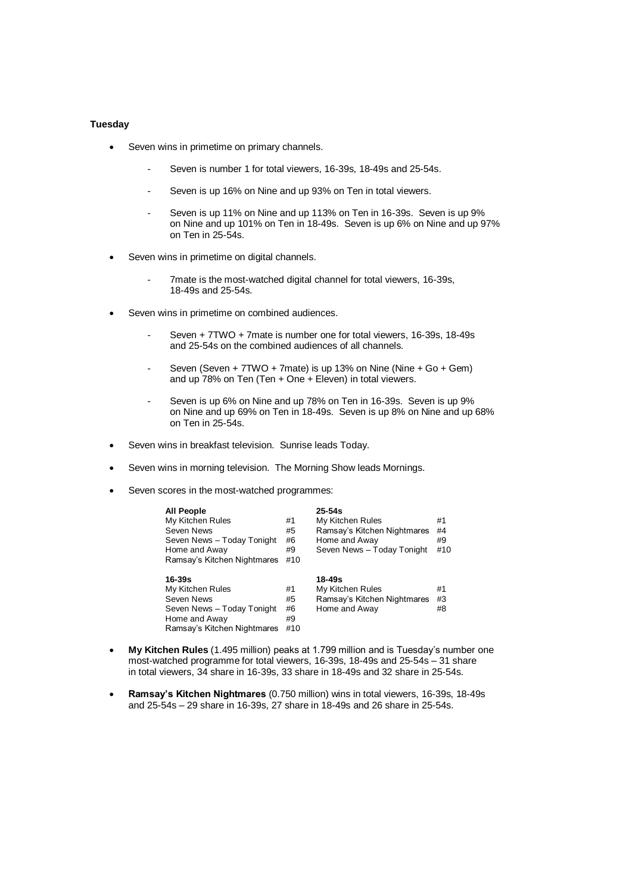**Tuesday**

- Seven wins in primetime on primary channels.
    - Seven is number 1 for total viewers, 16-39s, 18-49s and 25-54s.
    - Seven is up 16% on Nine and up 93% on Ten in total viewers.
    - Seven is up 11% on Nine and up 113% on Ten in 16-39s. Seven is up 9% on Nine and up 101% on Ten in 18-49s. Seven is up 6% on Nine and up 97% on Ten in 25-54s.
- Seven wins in primetime on digital channels.
    - 7mate is the most-watched digital channel for total viewers, 16-39s, 18-49s and 25-54s.
- Seven wins in primetime on combined audiences.
    - Seven + 7TWO + 7mate is number one for total viewers, 16-39s, 18-49s and 25-54s on the combined audiences of all channels.
    - Seven (Seven + 7TWO + 7mate) is up 13% on Nine (Nine + Go + Gem) and up 78% on Ten (Ten + One + Eleven) in total viewers.
    - Seven is up 6% on Nine and up 78% on Ten in 16-39s. Seven is up 9% on Nine and up 69% on Ten in 18-49s. Seven is up 8% on Nine and up 68% on Ten in 25-54s.
- Seven wins in breakfast television. Sunrise leads Today.
- Seven wins in morning television. The Morning Show leads Mornings.
- Seven scores in the most-watched programmes:

| **All People** | | **25-54s** | |
|---|---|---|---|
| My Kitchen Rules | #1 | My Kitchen Rules | #1 |
| Seven News | #5 | Ramsay's Kitchen Nightmares | #4 |
| Seven News – Today Tonight | #6 | Home and Away | #9 |
| Home and Away | #9 | Seven News – Today Tonight | #10 |
| Ramsay's Kitchen Nightmares | #10 | | |

| **16-39s** | | **18-49s** | |
|---|---|---|---|
| My Kitchen Rules | #1 | My Kitchen Rules | #1 |
| Seven News | #5 | Ramsay's Kitchen Nightmares | #3 |
| Seven News – Today Tonight | #6 | Home and Away | #8 |
| Home and Away | #9 | | |
| Ramsay's Kitchen Nightmares | #10 | | |

- **My Kitchen Rules** (1.495 million) peaks at 1.799 million and is Tuesday's number one most-watched programme for total viewers, 16-39s, 18-49s and 25-54s – 31 share in total viewers, 34 share in 16-39s, 33 share in 18-49s and 32 share in 25-54s.
- **Ramsay's Kitchen Nightmares** (0.750 million) wins in total viewers, 16-39s, 18-49s and 25-54s – 29 share in 16-39s, 27 share in 18-49s and 26 share in 25-54s.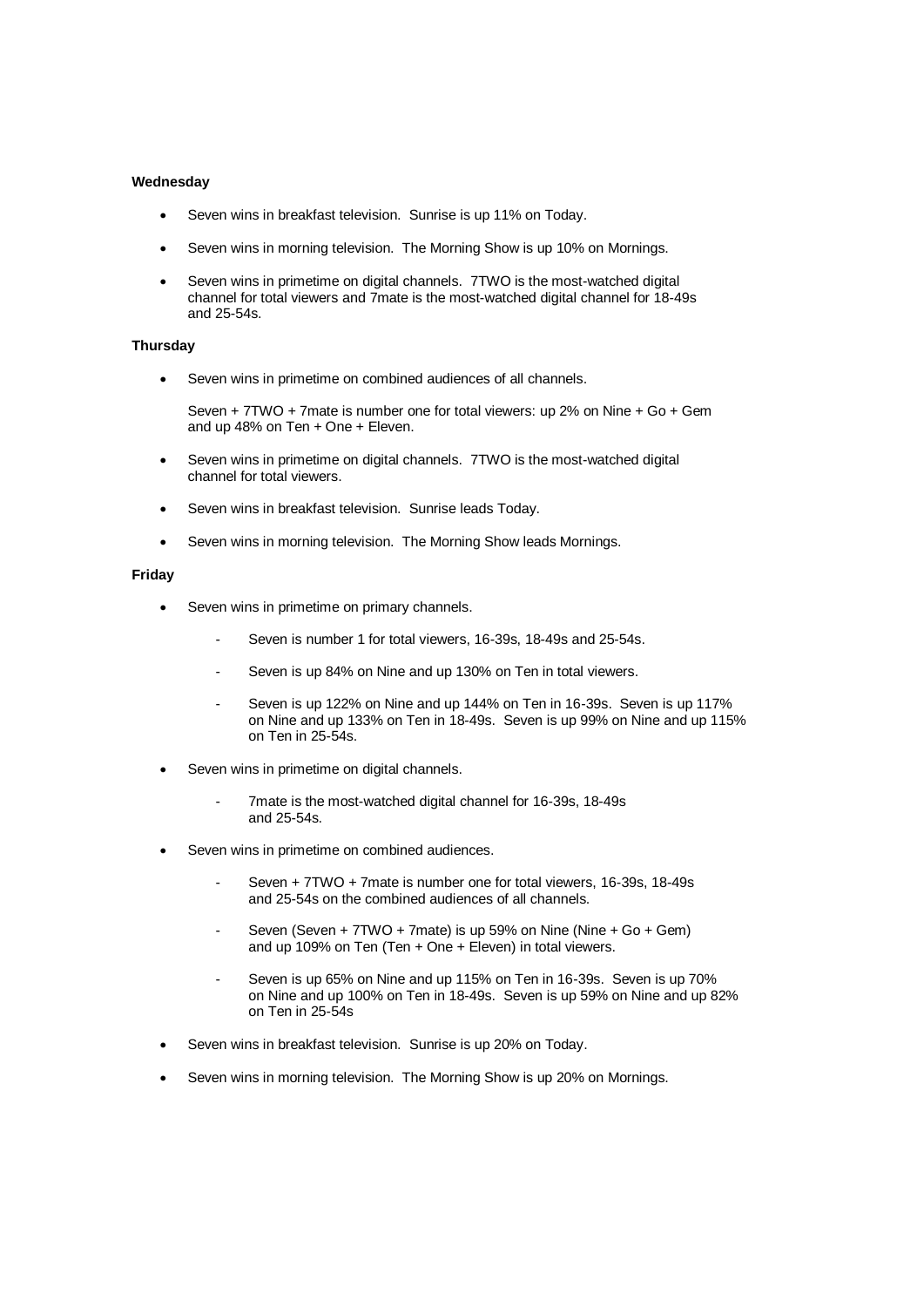**Wednesday**

- Seven wins in breakfast television. Sunrise is up 11% on Today.
- Seven wins in morning television. The Morning Show is up 10% on Mornings.
- Seven wins in primetime on digital channels. 7TWO is the most-watched digital channel for total viewers and 7mate is the most-watched digital channel for 18-49s and 25-54s.

**Thursday**

- Seven wins in primetime on combined audiences of all channels.

  Seven + 7TWO + 7mate is number one for total viewers: up 2% on Nine + Go + Gem and up 48% on Ten + One + Eleven.

- Seven wins in primetime on digital channels. 7TWO is the most-watched digital channel for total viewers.
- Seven wins in breakfast television. Sunrise leads Today.
- Seven wins in morning television. The Morning Show leads Mornings.

**Friday**

- Seven wins in primetime on primary channels.
  - Seven is number 1 for total viewers, 16-39s, 18-49s and 25-54s.
  - Seven is up 84% on Nine and up 130% on Ten in total viewers.
  - Seven is up 122% on Nine and up 144% on Ten in 16-39s. Seven is up 117% on Nine and up 133% on Ten in 18-49s. Seven is up 99% on Nine and up 115% on Ten in 25-54s.
- Seven wins in primetime on digital channels.
  - 7mate is the most-watched digital channel for 16-39s, 18-49s and 25-54s.
- Seven wins in primetime on combined audiences.
  - Seven + 7TWO + 7mate is number one for total viewers, 16-39s, 18-49s and 25-54s on the combined audiences of all channels.
  - Seven (Seven + 7TWO + 7mate) is up 59% on Nine (Nine + Go + Gem) and up 109% on Ten (Ten + One + Eleven) in total viewers.
  - Seven is up 65% on Nine and up 115% on Ten in 16-39s. Seven is up 70% on Nine and up 100% on Ten in 18-49s. Seven is up 59% on Nine and up 82% on Ten in 25-54s
- Seven wins in breakfast television. Sunrise is up 20% on Today.
- Seven wins in morning television. The Morning Show is up 20% on Mornings.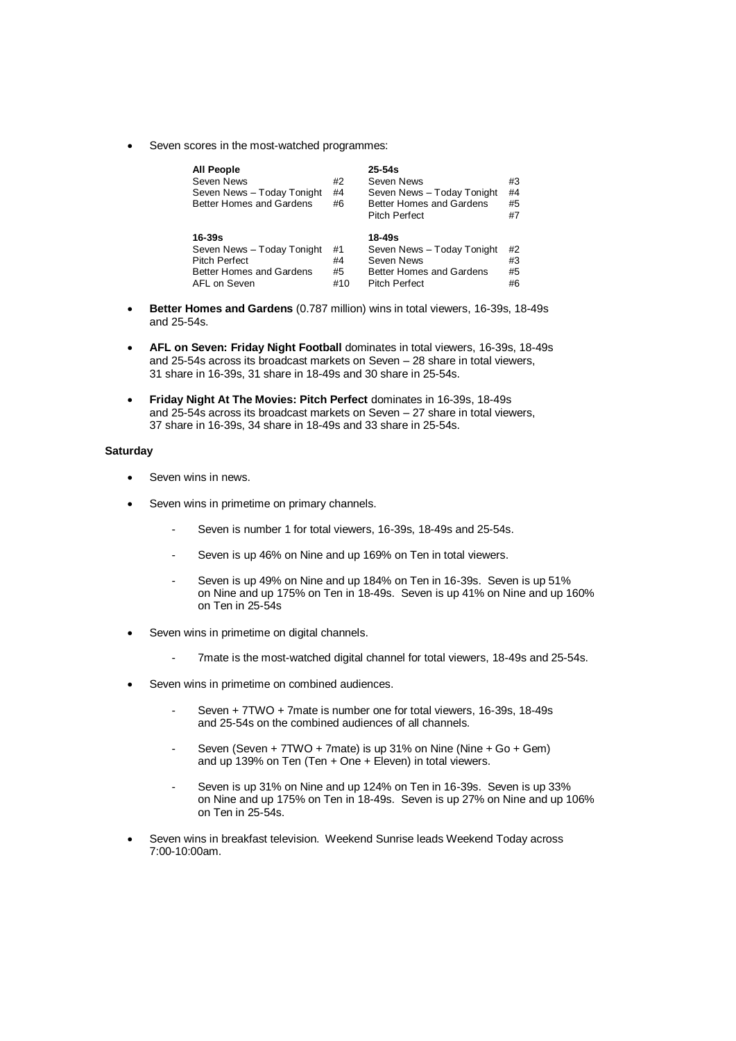- Seven scores in the most-watched programmes:

| All People | | 25-54s | |
|---|---|---|---|
| Seven News | #2 | Seven News | #3 |
| Seven News – Today Tonight | #4 | Seven News – Today Tonight | #4 |
| Better Homes and Gardens | #6 | Better Homes and Gardens | #5 |
| | | Pitch Perfect | #7 |
| **16-39s** | | **18-49s** | |
| Seven News – Today Tonight | #1 | Seven News – Today Tonight | #2 |
| Pitch Perfect | #4 | Seven News | #3 |
| Better Homes and Gardens | #5 | Better Homes and Gardens | #5 |
| AFL on Seven | #10 | Pitch Perfect | #6 |

- **Better Homes and Gardens** (0.787 million) wins in total viewers, 16-39s, 18-49s and 25-54s.

- **AFL on Seven: Friday Night Football** dominates in total viewers, 16-39s, 18-49s and 25-54s across its broadcast markets on Seven – 28 share in total viewers, 31 share in 16-39s, 31 share in 18-49s and 30 share in 25-54s.

- **Friday Night At The Movies: Pitch Perfect** dominates in 16-39s, 18-49s and 25-54s across its broadcast markets on Seven – 27 share in total viewers, 37 share in 16-39s, 34 share in 18-49s and 33 share in 25-54s.

**Saturday**

- Seven wins in news.

- Seven wins in primetime on primary channels.

  - Seven is number 1 for total viewers, 16-39s, 18-49s and 25-54s.

  - Seven is up 46% on Nine and up 169% on Ten in total viewers.

  - Seven is up 49% on Nine and up 184% on Ten in 16-39s. Seven is up 51% on Nine and up 175% on Ten in 18-49s. Seven is up 41% on Nine and up 160% on Ten in 25-54s

- Seven wins in primetime on digital channels.

  - 7mate is the most-watched digital channel for total viewers, 18-49s and 25-54s.

- Seven wins in primetime on combined audiences.

  - Seven + 7TWO + 7mate is number one for total viewers, 16-39s, 18-49s and 25-54s on the combined audiences of all channels.

  - Seven (Seven + 7TWO + 7mate) is up 31% on Nine (Nine + Go + Gem) and up 139% on Ten (Ten + One + Eleven) in total viewers.

  - Seven is up 31% on Nine and up 124% on Ten in 16-39s. Seven is up 33% on Nine and up 175% on Ten in 18-49s. Seven is up 27% on Nine and up 106% on Ten in 25-54s.

- Seven wins in breakfast television. Weekend Sunrise leads Weekend Today across 7:00-10:00am.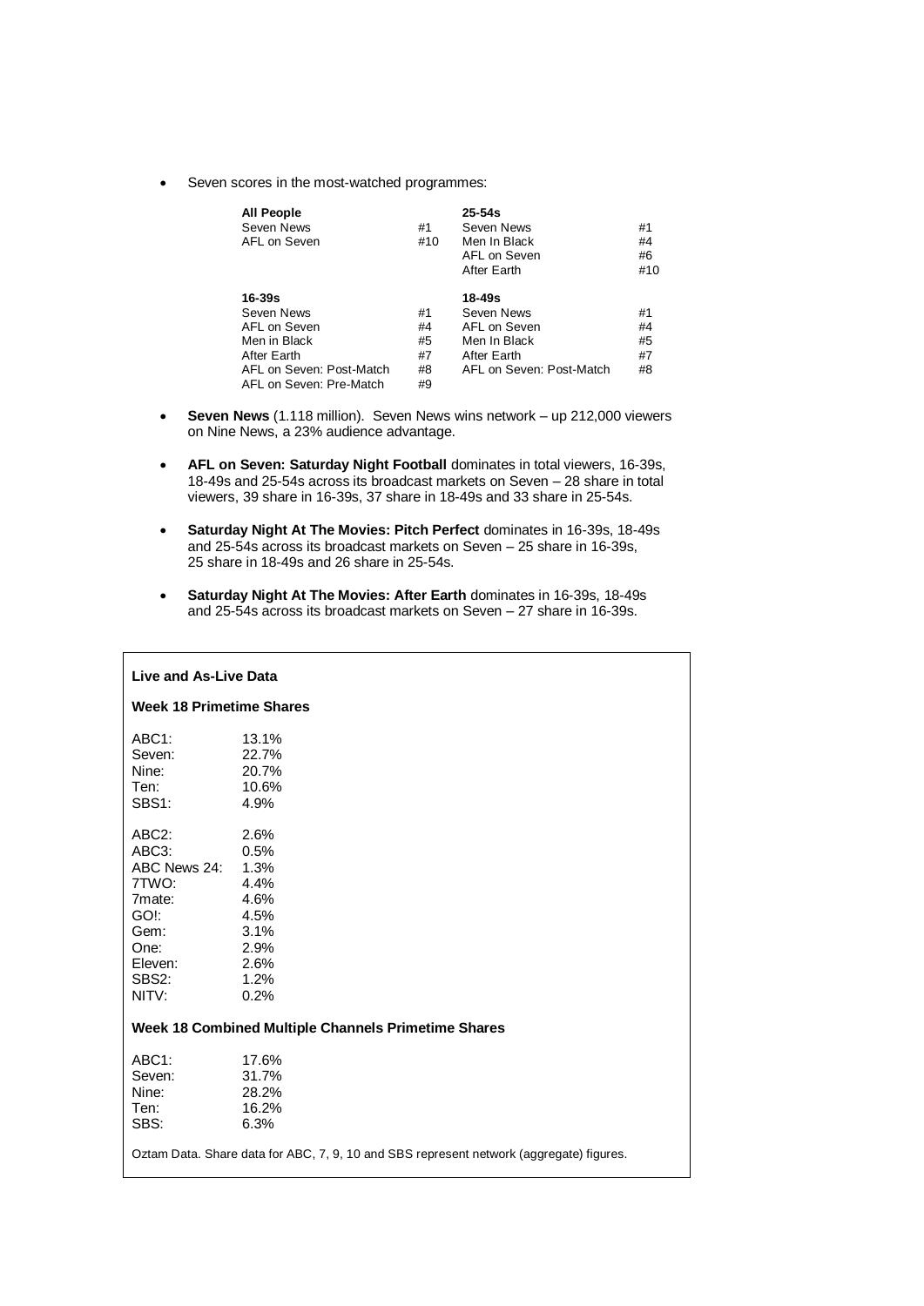- Seven scores in the most-watched programmes:

| **All People** | | **25-54s** | |
|---|---|---|---|
| Seven News | #1 | Seven News | #1 |
| AFL on Seven | #10 | Men In Black | #4 |
| | | AFL on Seven | #6 |
| | | After Earth | #10 |

| **16-39s** | | **18-49s** | |
|---|---|---|---|
| Seven News | #1 | Seven News | #1 |
| AFL on Seven | #4 | AFL on Seven | #4 |
| Men in Black | #5 | Men In Black | #5 |
| After Earth | #7 | After Earth | #7 |
| AFL on Seven: Post-Match | #8 | AFL on Seven: Post-Match | #8 |
| AFL on Seven: Pre-Match | #9 | | |

- **Seven News** (1.118 million). Seven News wins network – up 212,000 viewers on Nine News, a 23% audience advantage.

- **AFL on Seven: Saturday Night Football** dominates in total viewers, 16-39s, 18-49s and 25-54s across its broadcast markets on Seven – 28 share in total viewers, 39 share in 16-39s, 37 share in 18-49s and 33 share in 25-54s.

- **Saturday Night At The Movies: Pitch Perfect** dominates in 16-39s, 18-49s and 25-54s across its broadcast markets on Seven – 25 share in 16-39s, 25 share in 18-49s and 26 share in 25-54s.

- **Saturday Night At The Movies: After Earth** dominates in 16-39s, 18-49s and 25-54s across its broadcast markets on Seven – 27 share in 16-39s.

**Live and As-Live Data**

**Week 18 Primetime Shares**

| | |
|---|---|
| ABC1: | 13.1% |
| Seven: | 22.7% |
| Nine: | 20.7% |
| Ten: | 10.6% |
| SBS1: | 4.9% |
| ABC2: | 2.6% |
| ABC3: | 0.5% |
| ABC News 24: | 1.3% |
| 7TWO: | 4.4% |
| 7mate: | 4.6% |
| GO!: | 4.5% |
| Gem: | 3.1% |
| One: | 2.9% |
| Eleven: | 2.6% |
| SBS2: | 1.2% |
| NITV: | 0.2% |

**Week 18 Combined Multiple Channels Primetime Shares**

| | |
|---|---|
| ABC1: | 17.6% |
| Seven: | 31.7% |
| Nine: | 28.2% |
| Ten: | 16.2% |
| SBS: | 6.3% |

Oztam Data. Share data for ABC, 7, 9, 10 and SBS represent network (aggregate) figures.